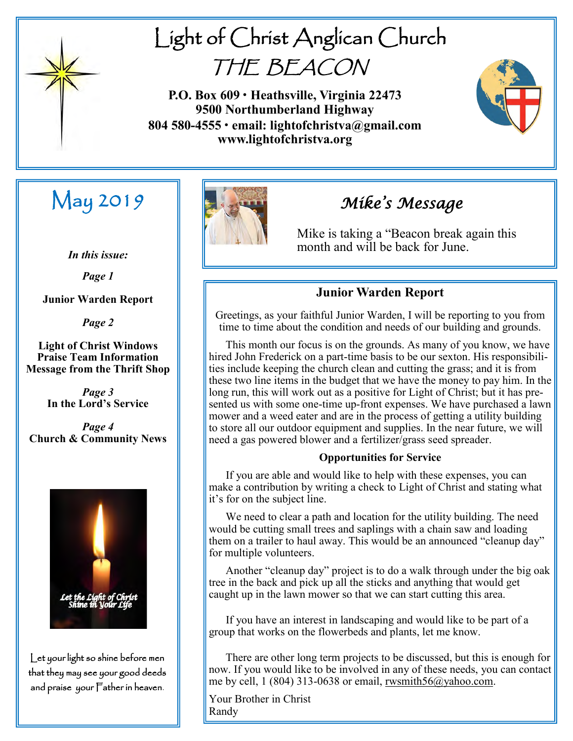# Light of Christ Anglican Church

# THE BEACON

**P.O. Box 609 • Heathsville, Virginia 22473**
**9500 Northumberland Highway**
**804 580-4555 • email: lightofchristva@gmail.com**
**www.lightofchristva.org**

## May 2019

*In this issue:*

*Page 1*

**Junior Warden Report**

*Page 2*

**Light of Christ Windows**
**Praise Team Information**
**Message from the Thrift Shop**

*Page 3*
**In the Lord's Service**

*Page 4*
**Church & Community News**

Let the Light of Christ Shine in Your Life

Let your light so shine before men that they may see your good deeds and praise your Father in heaven.

## *Mike's Message*

Mike is taking a "Beacon break again this month and will be back for June.

## Junior Warden Report

Greetings, as your faithful Junior Warden, I will be reporting to you from time to time about the condition and needs of our building and grounds.

This month our focus is on the grounds. As many of you know, we have hired John Frederick on a part-time basis to be our sexton. His responsibilities include keeping the church clean and cutting the grass; and it is from these two line items in the budget that we have the money to pay him. In the long run, this will work out as a positive for Light of Christ; but it has presented us with some one-time up-front expenses. We have purchased a lawn mower and a weed eater and are in the process of getting a utility building to store all our outdoor equipment and supplies. In the near future, we will need a gas powered blower and a fertilizer/grass seed spreader.

### Opportunities for Service

If you are able and would like to help with these expenses, you can make a contribution by writing a check to Light of Christ and stating what it's for on the subject line.

We need to clear a path and location for the utility building. The need would be cutting small trees and saplings with a chain saw and loading them on a trailer to haul away. This would be an announced "cleanup day" for multiple volunteers.

Another "cleanup day" project is to do a walk through under the big oak tree in the back and pick up all the sticks and anything that would get caught up in the lawn mower so that we can start cutting this area.

If you have an interest in landscaping and would like to be part of a group that works on the flowerbeds and plants, let me know.

There are other long term projects to be discussed, but this is enough for now. If you would like to be involved in any of these needs, you can contact me by cell, 1 (804) 313-0638 or email, rwsmith56@yahoo.com.

Your Brother in Christ
Randy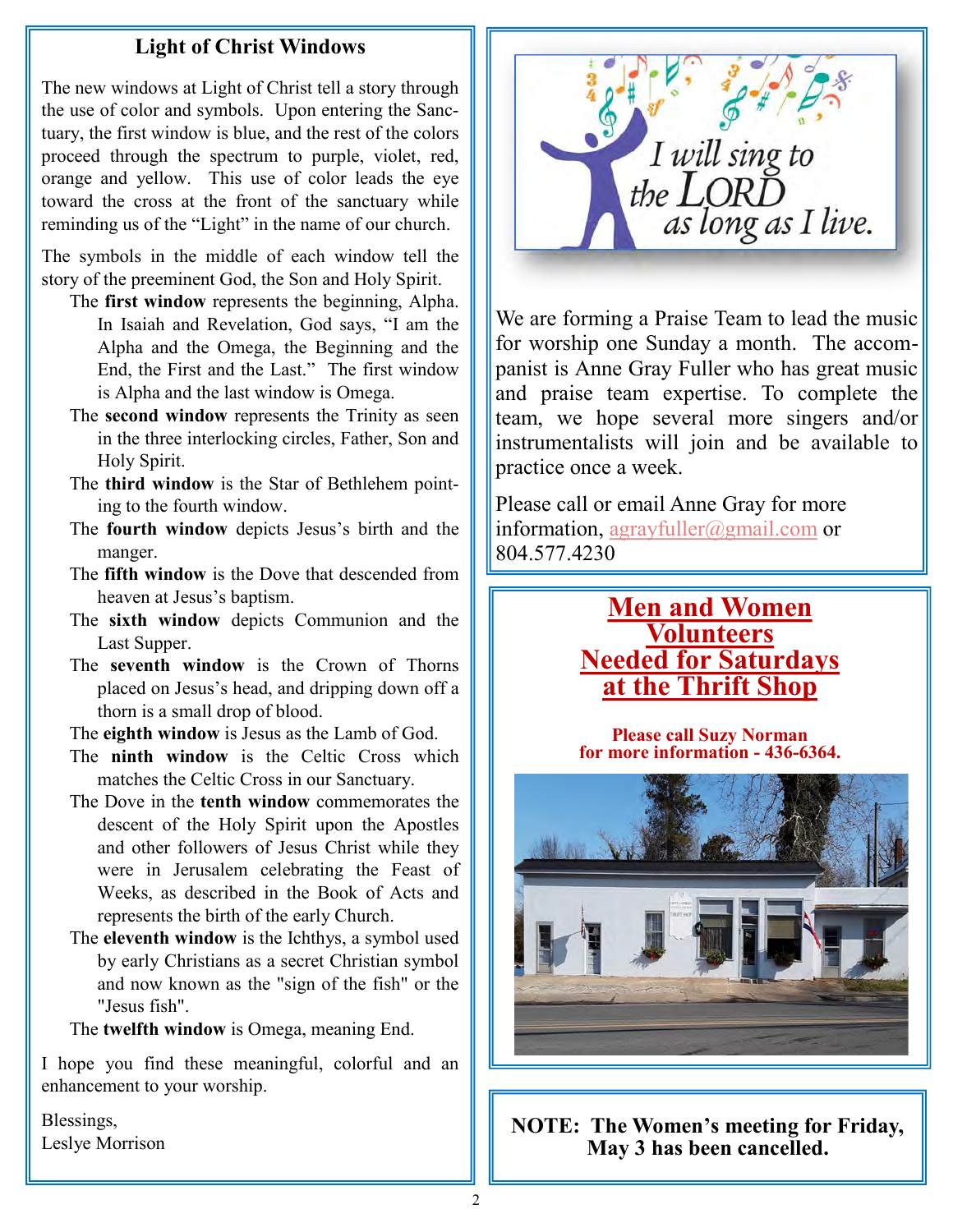## Light of Christ Windows

The new windows at Light of Christ tell a story through the use of color and symbols. Upon entering the Sanctuary, the first window is blue, and the rest of the colors proceed through the spectrum to purple, violet, red, orange and yellow. This use of color leads the eye toward the cross at the front of the sanctuary while reminding us of the "Light" in the name of our church.

The symbols in the middle of each window tell the story of the preeminent God, the Son and Holy Spirit.

- The **first window** represents the beginning, Alpha. In Isaiah and Revelation, God says, "I am the Alpha and the Omega, the Beginning and the End, the First and the Last." The first window is Alpha and the last window is Omega.
- The **second window** represents the Trinity as seen in the three interlocking circles, Father, Son and Holy Spirit.
- The **third window** is the Star of Bethlehem pointing to the fourth window.
- The **fourth window** depicts Jesus's birth and the manger.
- The **fifth window** is the Dove that descended from heaven at Jesus's baptism.
- The **sixth window** depicts Communion and the Last Supper.
- The **seventh window** is the Crown of Thorns placed on Jesus's head, and dripping down off a thorn is a small drop of blood.
- The **eighth window** is Jesus as the Lamb of God.
- The **ninth window** is the Celtic Cross which matches the Celtic Cross in our Sanctuary.
- The Dove in the **tenth window** commemorates the descent of the Holy Spirit upon the Apostles and other followers of Jesus Christ while they were in Jerusalem celebrating the Feast of Weeks, as described in the Book of Acts and represents the birth of the early Church.
- The **eleventh window** is the Ichthys, a symbol used by early Christians as a secret Christian symbol and now known as the "sign of the fish" or the "Jesus fish".
- The **twelfth window** is Omega, meaning End.

I hope you find these meaningful, colorful and an enhancement to your worship.

Blessings,
Leslye Morrison

---

*I will sing to the LORD as long as I live.*

We are forming a Praise Team to lead the music for worship one Sunday a month. The accompanist is Anne Gray Fuller who has great music and praise team expertise. To complete the team, we hope several more singers and/or instrumentalists will join and be available to practice once a week.

Please call or email Anne Gray for more information, agrayfuller@gmail.com or 804.577.4230

---

## Men and Women Volunteers Needed for Saturdays at the Thrift Shop

**Please call Suzy Norman for more information - 436-6364.**

---

**NOTE: The Women's meeting for Friday, May 3 has been cancelled.**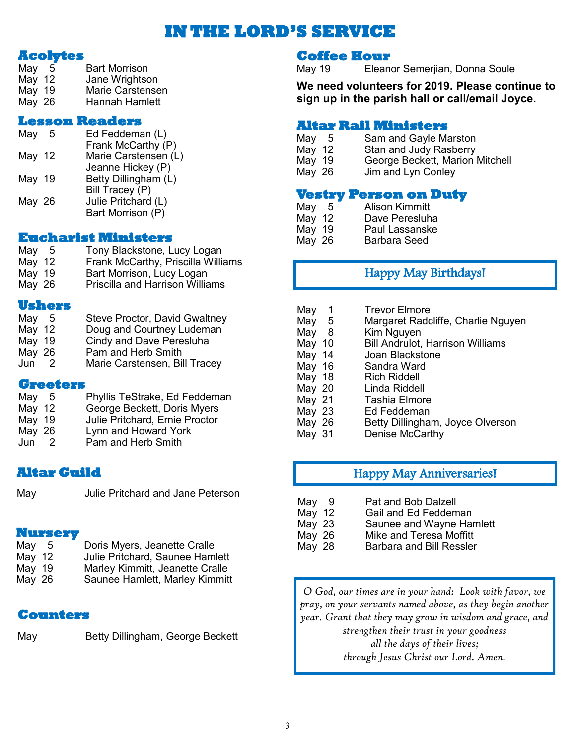# IN THE LORD'S SERVICE

## Acolytes

| | |
|---|---|
| May 5 | Bart Morrison |
| May 12 | Jane Wrightson |
| May 19 | Marie Carstensen |
| May 26 | Hannah Hamlett |

## Lesson Readers

| | |
|---|---|
| May 5 | Ed Feddeman (L)<br>Frank McCarthy (P) |
| May 12 | Marie Carstensen (L)<br>Jeanne Hickey (P) |
| May 19 | Betty Dillingham (L)<br>Bill Tracey (P) |
| May 26 | Julie Pritchard (L)<br>Bart Morrison (P) |

## Eucharist Ministers

| | |
|---|---|
| May 5 | Tony Blackstone, Lucy Logan |
| May 12 | Frank McCarthy, Priscilla Williams |
| May 19 | Bart Morrison, Lucy Logan |
| May 26 | Priscilla and Harrison Williams |

## Ushers

| | |
|---|---|
| May 5 | Steve Proctor, David Gwaltney |
| May 12 | Doug and Courtney Ludeman |
| May 19 | Cindy and Dave Peresluha |
| May 26 | Pam and Herb Smith |
| Jun 2 | Marie Carstensen, Bill Tracey |

## Greeters

| | |
|---|---|
| May 5 | Phyllis TeStrake, Ed Feddeman |
| May 12 | George Beckett, Doris Myers |
| May 19 | Julie Pritchard, Ernie Proctor |
| May 26 | Lynn and Howard York |
| Jun 2 | Pam and Herb Smith |

## Altar Guild

May — Julie Pritchard and Jane Peterson

## Nursery

| | |
|---|---|
| May 5 | Doris Myers, Jeanette Cralle |
| May 12 | Julie Pritchard, Saunee Hamlett |
| May 19 | Marley Kimmitt, Jeanette Cralle |
| May 26 | Saunee Hamlett, Marley Kimmitt |

## Counters

May — Betty Dillingham, George Beckett

## Coffee Hour

May 19 — Eleanor Semerjian, Donna Soule

**We need volunteers for 2019. Please continue to sign up in the parish hall or call/email Joyce.**

## Altar Rail Ministers

| | |
|---|---|
| May 5 | Sam and Gayle Marston |
| May 12 | Stan and Judy Rasberry |
| May 19 | George Beckett, Marion Mitchell |
| May 26 | Jim and Lyn Conley |

## Vestry Person on Duty

| | |
|---|---|
| May 5 | Alison Kimmitt |
| May 12 | Dave Peresluha |
| May 19 | Paul Lassanske |
| May 26 | Barbara Seed |

## Happy May Birthdays!

| | |
|---|---|
| May 1 | Trevor Elmore |
| May 5 | Margaret Radcliffe, Charlie Nguyen |
| May 8 | Kim Nguyen |
| May 10 | Bill Andrulot, Harrison Williams |
| May 14 | Joan Blackstone |
| May 16 | Sandra Ward |
| May 18 | Rich Riddell |
| May 20 | Linda Riddell |
| May 21 | Tashia Elmore |
| May 23 | Ed Feddeman |
| May 26 | Betty Dillingham, Joyce Olverson |
| May 31 | Denise McCarthy |

## Happy May Anniversaries!

| | |
|---|---|
| May 9 | Pat and Bob Dalzell |
| May 12 | Gail and Ed Feddeman |
| May 23 | Saunee and Wayne Hamlett |
| May 26 | Mike and Teresa Moffitt |
| May 28 | Barbara and Bill Ressler |

*O God, our times are in your hand: Look with favor, we pray, on your servants named above, as they begin another year. Grant that they may grow in wisdom and grace, and strengthen their trust in your goodness all the days of their lives; through Jesus Christ our Lord. Amen.*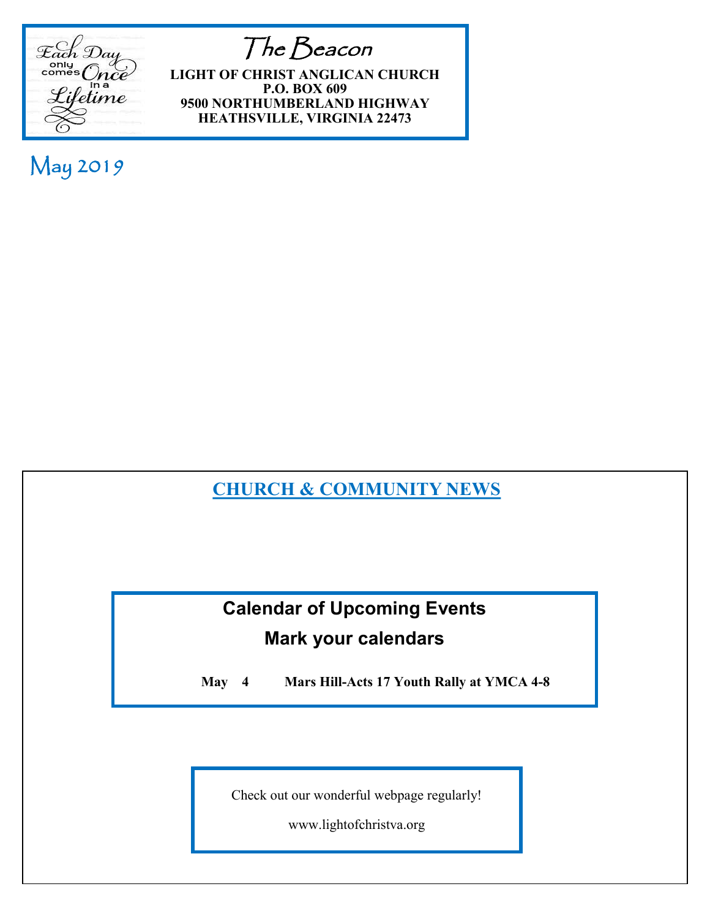Each Day only comes Once in a Lifetime

# The Beacon

**LIGHT OF CHRIST ANGLICAN CHURCH**
**P.O. BOX 609**
**9500 NORTHUMBERLAND HIGHWAY**
**HEATHSVILLE, VIRGINIA 22473**

May 2019

## CHURCH & COMMUNITY NEWS

### Calendar of Upcoming Events

### Mark your calendars

**May 4 Mars Hill-Acts 17 Youth Rally at YMCA 4-8**

Check out our wonderful webpage regularly!

www.lightofchristva.org